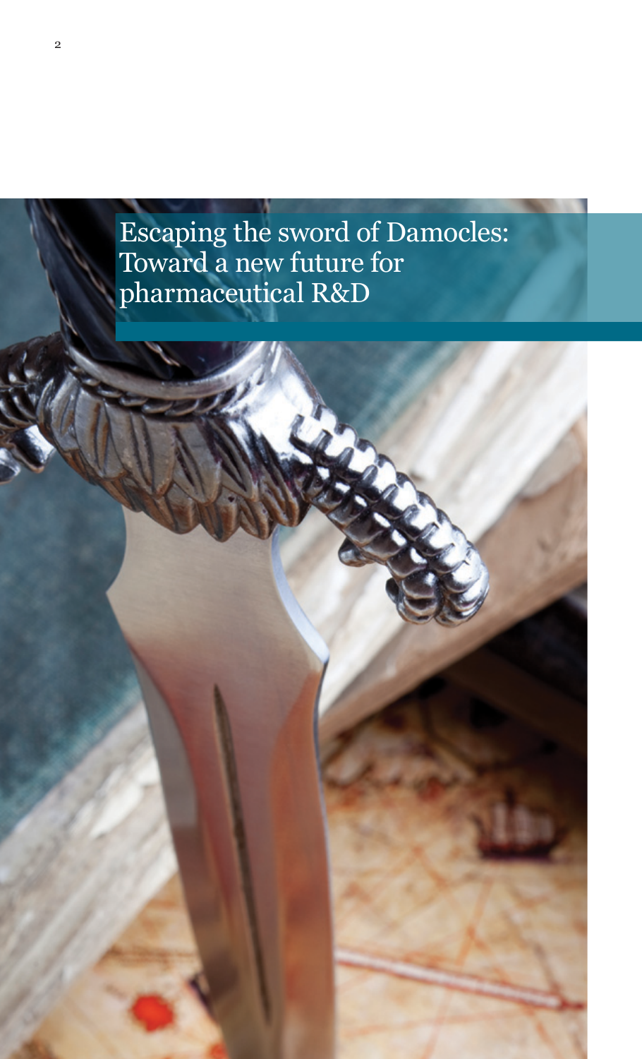# Escaping the sword of Damocles: Toward a new future for pharmaceutical R&D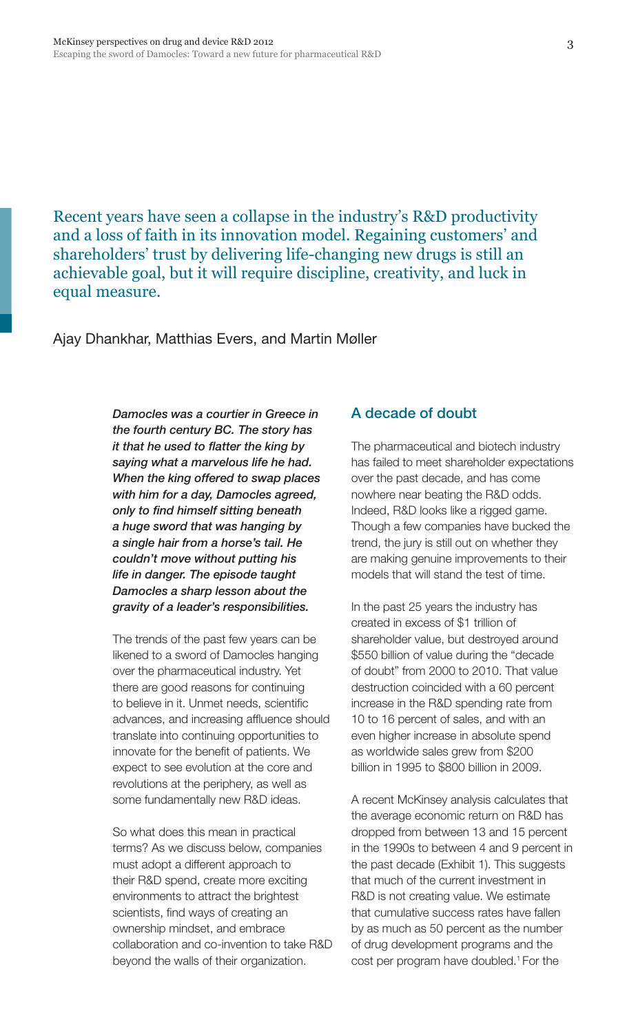Recent years have seen a collapse in the industry's R&D productivity and a loss of faith in its innovation model. Regaining customers' and shareholders' trust by delivering life-changing new drugs is still an achievable goal, but it will require discipline, creativity, and luck in equal measure.

Ajay Dhankhar, Matthias Evers, and Martin Møller

***Damocles was a courtier in Greece in the fourth century BC. The story has it that he used to flatter the king by saying what a marvelous life he had. When the king offered to swap places with him for a day, Damocles agreed, only to find himself sitting beneath a huge sword that was hanging by a single hair from a horse's tail. He couldn't move without putting his life in danger. The episode taught Damocles a sharp lesson about the gravity of a leader's responsibilities.***

The trends of the past few years can be likened to a sword of Damocles hanging over the pharmaceutical industry. Yet there are good reasons for continuing to believe in it. Unmet needs, scientific advances, and increasing affluence should translate into continuing opportunities to innovate for the benefit of patients. We expect to see evolution at the core and revolutions at the periphery, as well as some fundamentally new R&D ideas.

So what does this mean in practical terms? As we discuss below, companies must adopt a different approach to their R&D spend, create more exciting environments to attract the brightest scientists, find ways of creating an ownership mindset, and embrace collaboration and co-invention to take R&D beyond the walls of their organization.

## A decade of doubt

The pharmaceutical and biotech industry has failed to meet shareholder expectations over the past decade, and has come nowhere near beating the R&D odds. Indeed, R&D looks like a rigged game. Though a few companies have bucked the trend, the jury is still out on whether they are making genuine improvements to their models that will stand the test of time.

In the past 25 years the industry has created in excess of $1 trillion of shareholder value, but destroyed around $550 billion of value during the "decade of doubt" from 2000 to 2010. That value destruction coincided with a 60 percent increase in the R&D spending rate from 10 to 16 percent of sales, and with an even higher increase in absolute spend as worldwide sales grew from $200 billion in 1995 to $800 billion in 2009.

A recent McKinsey analysis calculates that the average economic return on R&D has dropped from between 13 and 15 percent in the 1990s to between 4 and 9 percent in the past decade (Exhibit 1). This suggests that much of the current investment in R&D is not creating value. We estimate that cumulative success rates have fallen by as much as 50 percent as the number of drug development programs and the cost per program have doubled.[1] For the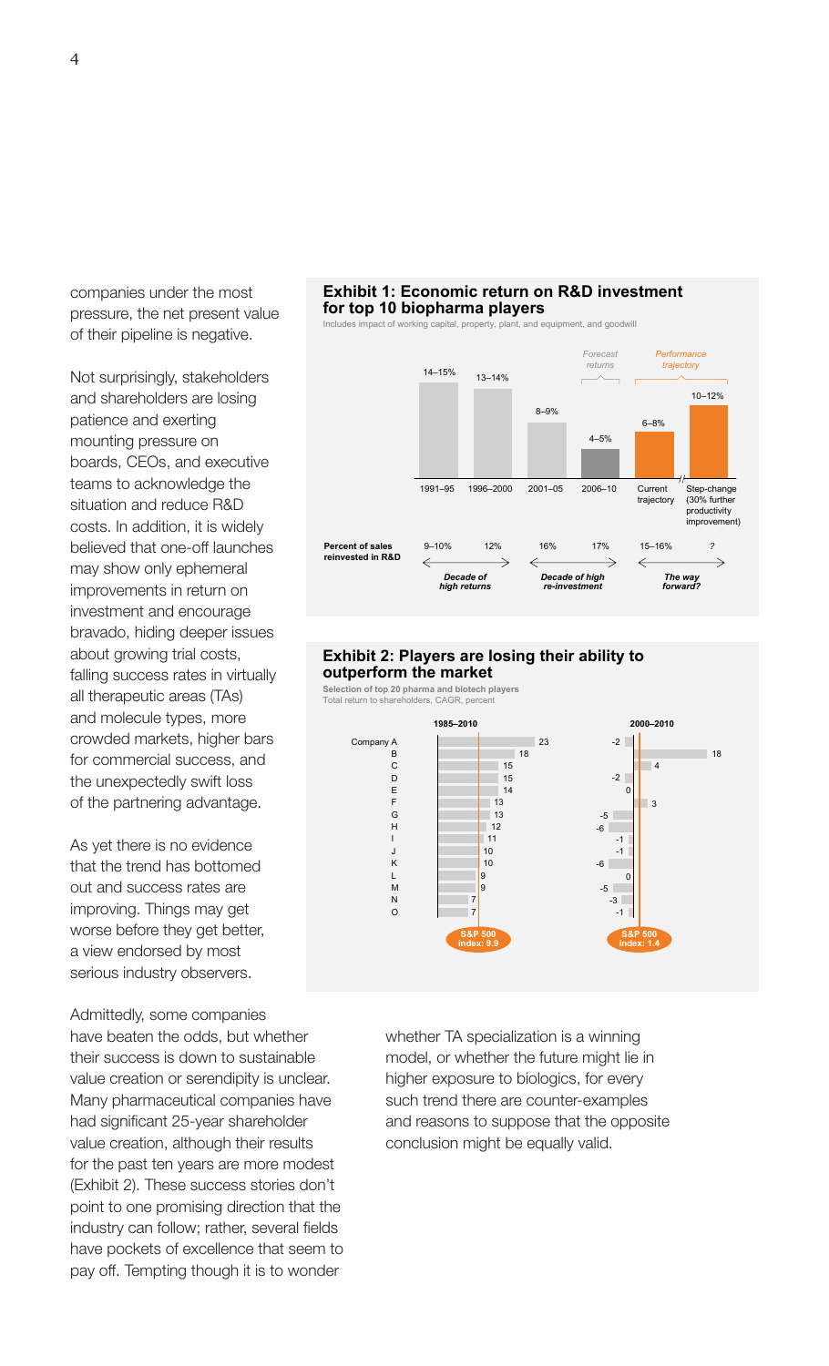companies under the most pressure, the net present value of their pipeline is negative.

Not surprisingly, stakeholders and shareholders are losing patience and exerting mounting pressure on boards, CEOs, and executive teams to acknowledge the situation and reduce R&D costs. In addition, it is widely believed that one-off launches may show only ephemeral improvements in return on investment and encourage bravado, hiding deeper issues about growing trial costs, falling success rates in virtually all therapeutic areas (TAs) and molecule types, more crowded markets, higher bars for commercial success, and the unexpectedly swift loss of the partnering advantage.

As yet there is no evidence that the trend has bottomed out and success rates are improving. Things may get worse before they get better, a view endorsed by most serious industry observers.

**Exhibit 1: Economic return on R&D investment for top 10 biopharma players**

Includes impact of working capital, property, plant, and equipment, and goodwill

| | 1991–95 | 1996–2000 | 2001–05 | 2006–10 (*Forecast returns*) | Current trajectory (*Performance trajectory*) | Step-change (30% further productivity improvement) (*Performance trajectory*) |
|---|---|---|---|---|---|---|
| Economic return on R&D | 14–15% | 13–14% | 8–9% | 4–5% | 6–8% | 10–12% |
| Percent of sales reinvested in R&D | 9–10% | 12% | 16% | 17% | 15–16% | ? |
| | *Decade of high returns* | | *Decade of high re-investment* | | *The way forward?* | |

**Exhibit 2: Players are losing their ability to outperform the market**

Selection of top 20 pharma and biotech players

Total return to shareholders, CAGR, percent

| | 1985–2010 | 2000–2010 |
|---|---|---|
| Company A | 23 | -2 |
| B | 18 | 18 |
| C | 15 | 4 |
| D | 15 | -2 |
| E | 14 | 0 |
| F | 13 | 3 |
| G | 13 | -5 |
| H | 12 | -6 |
| I | 11 | -1 |
| J | 10 | -1 |
| K | 10 | -6 |
| L | 9 | 0 |
| M | 9 | -5 |
| N | 7 | -3 |
| O | 7 | -1 |
| S&P 500 index | 9.9 | 1.4 |

Admittedly, some companies have beaten the odds, but whether their success is down to sustainable value creation or serendipity is unclear. Many pharmaceutical companies have had significant 25-year shareholder value creation, although their results for the past ten years are more modest (Exhibit 2). These success stories don't point to one promising direction that the industry can follow; rather, several fields have pockets of excellence that seem to pay off. Tempting though it is to wonder whether TA specialization is a winning model, or whether the future might lie in higher exposure to biologics, for every such trend there are counter-examples and reasons to suppose that the opposite conclusion might be equally valid.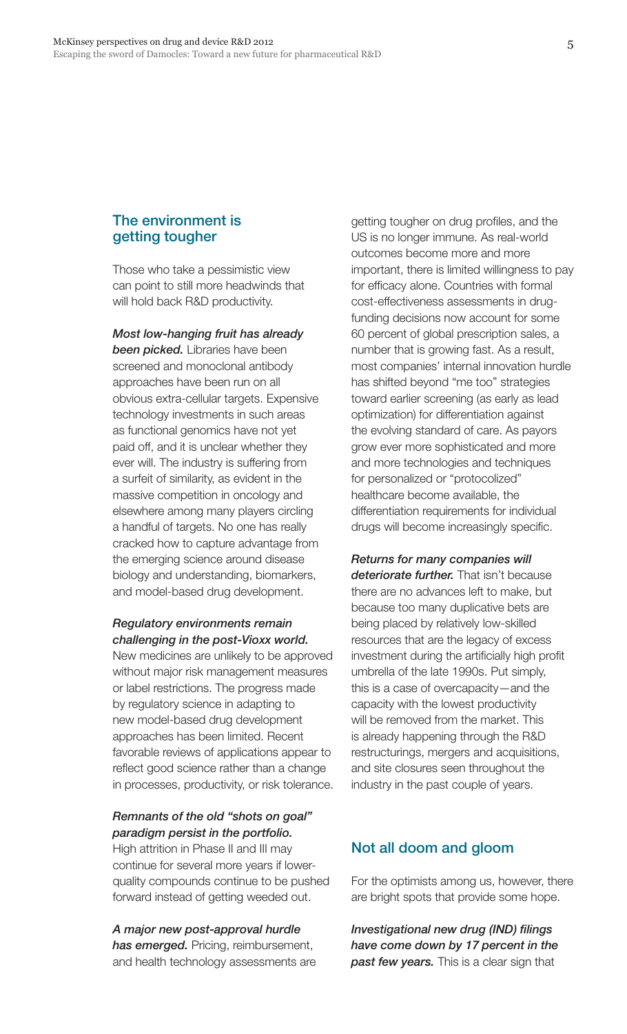## The environment is getting tougher

Those who take a pessimistic view can point to still more headwinds that will hold back R&D productivity.

***Most low-hanging fruit has already been picked.*** Libraries have been screened and monoclonal antibody approaches have been run on all obvious extra-cellular targets. Expensive technology investments in such areas as functional genomics have not yet paid off, and it is unclear whether they ever will. The industry is suffering from a surfeit of similarity, as evident in the massive competition in oncology and elsewhere among many players circling a handful of targets. No one has really cracked how to capture advantage from the emerging science around disease biology and understanding, biomarkers, and model-based drug development.

***Regulatory environments remain challenging in the post-Vioxx world.*** New medicines are unlikely to be approved without major risk management measures or label restrictions. The progress made by regulatory science in adapting to new model-based drug development approaches has been limited. Recent favorable reviews of applications appear to reflect good science rather than a change in processes, productivity, or risk tolerance.

***Remnants of the old "shots on goal" paradigm persist in the portfolio.*** High attrition in Phase II and III may continue for several more years if lower-quality compounds continue to be pushed forward instead of getting weeded out.

***A major new post-approval hurdle has emerged.*** Pricing, reimbursement, and health technology assessments are getting tougher on drug profiles, and the US is no longer immune. As real-world outcomes become more and more important, there is limited willingness to pay for efficacy alone. Countries with formal cost-effectiveness assessments in drug-funding decisions now account for some 60 percent of global prescription sales, a number that is growing fast. As a result, most companies' internal innovation hurdle has shifted beyond "me too" strategies toward earlier screening (as early as lead optimization) for differentiation against the evolving standard of care. As payors grow ever more sophisticated and more and more technologies and techniques for personalized or "protocolized" healthcare become available, the differentiation requirements for individual drugs will become increasingly specific.

***Returns for many companies will deteriorate further.*** That isn't because there are no advances left to make, but because too many duplicative bets are being placed by relatively low-skilled resources that are the legacy of excess investment during the artificially high profit umbrella of the late 1990s. Put simply, this is a case of overcapacity—and the capacity with the lowest productivity will be removed from the market. This is already happening through the R&D restructurings, mergers and acquisitions, and site closures seen throughout the industry in the past couple of years.

## Not all doom and gloom

For the optimists among us, however, there are bright spots that provide some hope.

***Investigational new drug (IND) filings have come down by 17 percent in the past few years.*** This is a clear sign that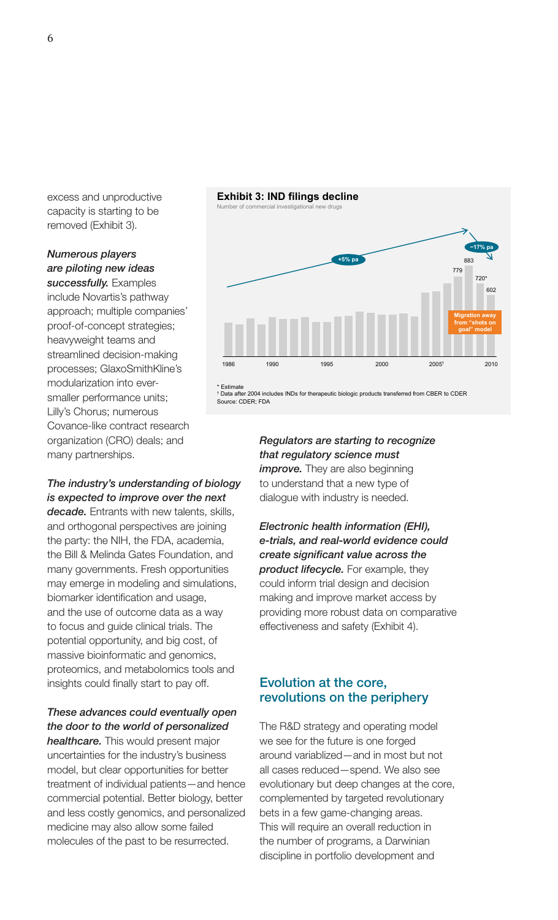excess and unproductive capacity is starting to be removed (Exhibit 3).

***Numerous players are piloting new ideas successfully.*** Examples include Novartis's pathway approach; multiple companies' proof-of-concept strategies; heavyweight teams and streamlined decision-making processes; GlaxoSmithKline's modularization into ever-smaller performance units; Lilly's Chorus; numerous Covance-like contract research organization (CRO) deals; and many partnerships.

***The industry's understanding of biology is expected to improve over the next decade.*** Entrants with new talents, skills, and orthogonal perspectives are joining the party: the NIH, the FDA, academia, the Bill & Melinda Gates Foundation, and many governments. Fresh opportunities may emerge in modeling and simulations, biomarker identification and usage, and the use of outcome data as a way to focus and guide clinical trials. The potential opportunity, and big cost, of massive bioinformatic and genomics, proteomics, and metabolomics tools and insights could finally start to pay off.

***These advances could eventually open the door to the world of personalized healthcare.*** This would present major uncertainties for the industry's business model, but clear opportunities for better treatment of individual patients—and hence commercial potential. Better biology, better and less costly genomics, and personalized medicine may also allow some failed molecules of the past to be resurrected.

**Exhibit 3: IND filings decline**

Number of commercial investigational new drugs

+5% pa; −17% pa; 779; 883; 720*; 602; Migration away from "shots on goal" model; 1986; 1990; 1995; 2000; 2005†; 2010

\* Estimate

† Data after 2004 includes INDs for therapeutic biologic products transferred from CBER to CDER

Source: CDER; FDA

***Regulators are starting to recognize that regulatory science must improve.*** They are also beginning to understand that a new type of dialogue with industry is needed.

***Electronic health information (EHI), e-trials, and real-world evidence could create significant value across the product lifecycle.*** For example, they could inform trial design and decision making and improve market access by providing more robust data on comparative effectiveness and safety (Exhibit 4).

## Evolution at the core, revolutions on the periphery

The R&D strategy and operating model we see for the future is one forged around variablized—and in most but not all cases reduced—spend. We also see evolutionary but deep changes at the core, complemented by targeted revolutionary bets in a few game-changing areas. This will require an overall reduction in the number of programs, a Darwinian discipline in portfolio development and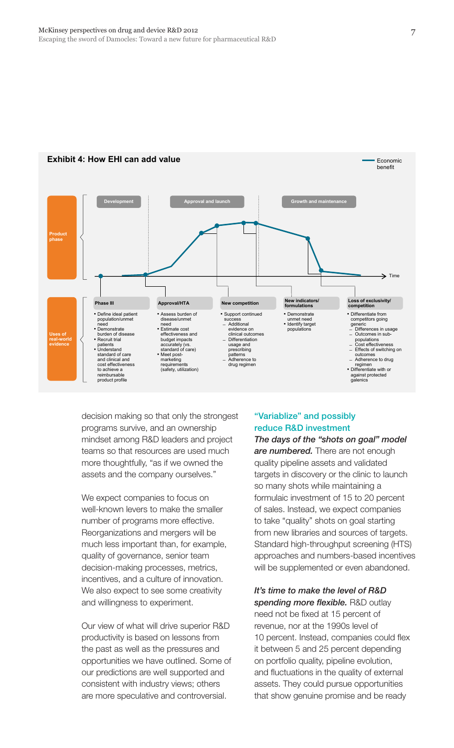**Exhibit 4: How EHI can add value**

Economic benefit

**Product phase**

Development | Approval and launch | Growth and maintenance

Time

**Uses of real-world evidence**

**Phase III**
- Define ideal patient population/unmet need
- Demonstrate burden of disease
- Recruit trial patients
- Understand standard of care and clinical and cost effectiveness to achieve a reimbursable product profile

**Approval/HTA**
- Assess burden of disease/unmet need
- Estimate cost effectiveness and budget impacts accurately (vs. standard of care)
- Meet post-marketing requirements (safety, utilization)

**New competition**
- Support continued success
  - Additional evidence on clinical outcomes
  - Differentiation usage and prescribing patterns
  - Adherence to drug regimen

**New indicators/formulations**
- Demonstrate unmet need
- Identify target populations

**Loss of exclusivity/competition**
- Differentiate from competitors going generic
  - Differences in usage
  - Outcomes in sub-populations
  - Cost effectiveness
  - Effects of switching on outcomes
  - Adherence to drug regimen
- Differentiate with or against protected galenics

decision making so that only the strongest programs survive, and an ownership mindset among R&D leaders and project teams so that resources are used much more thoughtfully, "as if we owned the assets and the company ourselves."

We expect companies to focus on well-known levers to make the smaller number of programs more effective. Reorganizations and mergers will be much less important than, for example, quality of governance, senior team decision-making processes, metrics, incentives, and a culture of innovation. We also expect to see some creativity and willingness to experiment.

Our view of what will drive superior R&D productivity is based on lessons from the past as well as the pressures and opportunities we have outlined. Some of our predictions are well supported and consistent with industry views; others are more speculative and controversial.

## "Variablize" and possibly reduce R&D investment

***The days of the "shots on goal" model are numbered.*** There are not enough quality pipeline assets and validated targets in discovery or the clinic to launch so many shots while maintaining a formulaic investment of 15 to 20 percent of sales. Instead, we expect companies to take "quality" shots on goal starting from new libraries and sources of targets. Standard high-throughput screening (HTS) approaches and numbers-based incentives will be supplemented or even abandoned.

***It's time to make the level of R&D spending more flexible.*** R&D outlay need not be fixed at 15 percent of revenue, nor at the 1990s level of 10 percent. Instead, companies could flex it between 5 and 25 percent depending on portfolio quality, pipeline evolution, and fluctuations in the quality of external assets. They could pursue opportunities that show genuine promise and be ready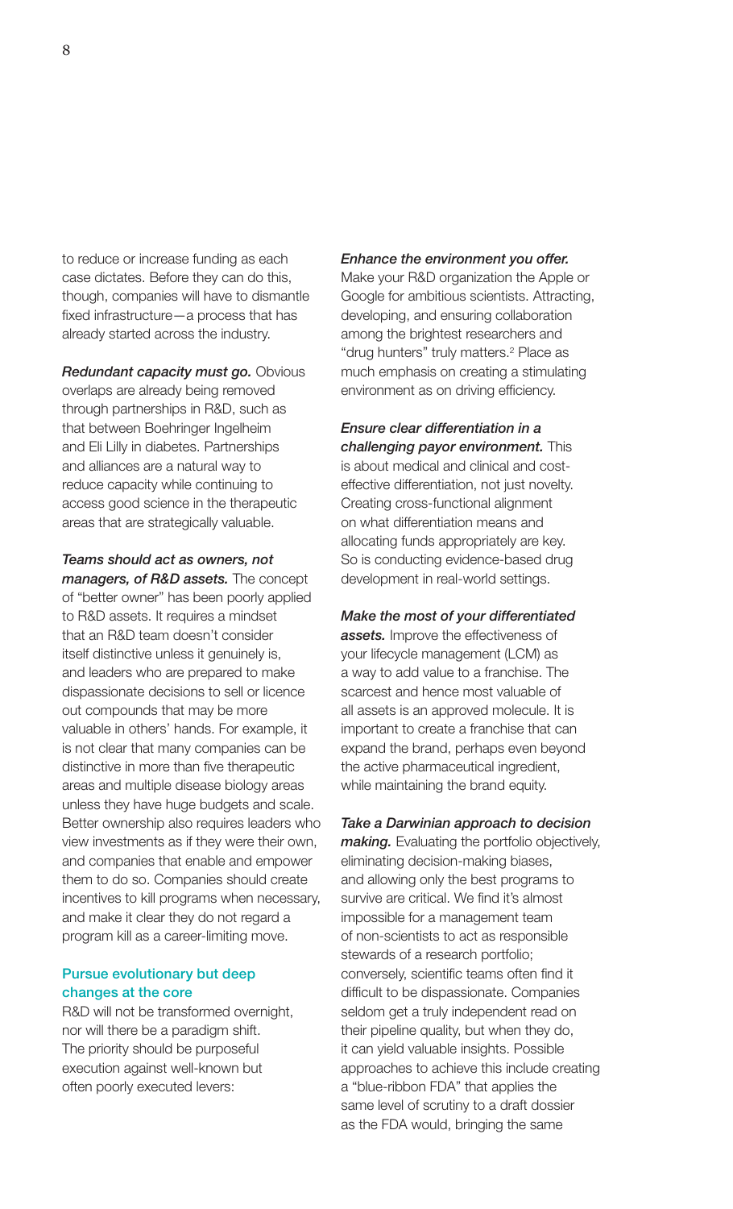to reduce or increase funding as each case dictates. Before they can do this, though, companies will have to dismantle fixed infrastructure—a process that has already started across the industry.

***Redundant capacity must go.*** Obvious overlaps are already being removed through partnerships in R&D, such as that between Boehringer Ingelheim and Eli Lilly in diabetes. Partnerships and alliances are a natural way to reduce capacity while continuing to access good science in the therapeutic areas that are strategically valuable.

***Teams should act as owners, not managers, of R&D assets.*** The concept of "better owner" has been poorly applied to R&D assets. It requires a mindset that an R&D team doesn't consider itself distinctive unless it genuinely is, and leaders who are prepared to make dispassionate decisions to sell or licence out compounds that may be more valuable in others' hands. For example, it is not clear that many companies can be distinctive in more than five therapeutic areas and multiple disease biology areas unless they have huge budgets and scale. Better ownership also requires leaders who view investments as if they were their own, and companies that enable and empower them to do so. Companies should create incentives to kill programs when necessary, and make it clear they do not regard a program kill as a career-limiting move.

### Pursue evolutionary but deep changes at the core

R&D will not be transformed overnight, nor will there be a paradigm shift. The priority should be purposeful execution against well-known but often poorly executed levers:

***Enhance the environment you offer.*** Make your R&D organization the Apple or Google for ambitious scientists. Attracting, developing, and ensuring collaboration among the brightest researchers and "drug hunters" truly matters.[2] Place as much emphasis on creating a stimulating environment as on driving efficiency.

***Ensure clear differentiation in a challenging payor environment.*** This is about medical and clinical and cost-effective differentiation, not just novelty. Creating cross-functional alignment on what differentiation means and allocating funds appropriately are key. So is conducting evidence-based drug development in real-world settings.

***Make the most of your differentiated assets.*** Improve the effectiveness of your lifecycle management (LCM) as a way to add value to a franchise. The scarcest and hence most valuable of all assets is an approved molecule. It is important to create a franchise that can expand the brand, perhaps even beyond the active pharmaceutical ingredient, while maintaining the brand equity.

***Take a Darwinian approach to decision making.*** Evaluating the portfolio objectively, eliminating decision-making biases, and allowing only the best programs to survive are critical. We find it's almost impossible for a management team of non-scientists to act as responsible stewards of a research portfolio; conversely, scientific teams often find it difficult to be dispassionate. Companies seldom get a truly independent read on their pipeline quality, but when they do, it can yield valuable insights. Possible approaches to achieve this include creating a "blue-ribbon FDA" that applies the same level of scrutiny to a draft dossier as the FDA would, bringing the same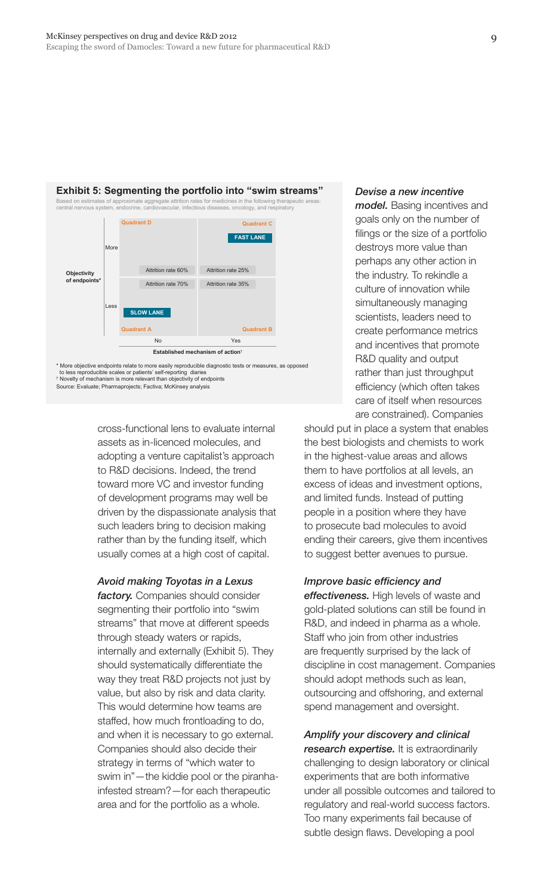**Exhibit 5: Segmenting the portfolio into "swim streams"**

Based on estimates of approximate aggregate attrition rates for medicines in the following therapeutic areas: central nervous system, endocrine, cardiovascular, infectious diseases, oncology, and respiratory

| Objectivity of endpoints* | Established mechanism of action†: No | Established mechanism of action†: Yes |
|---|---|---|
| More | Quadrant D — Attrition rate 60% | Quadrant C (FAST LANE) — Attrition rate 25% |
| Less | Quadrant A (SLOW LANE) — Attrition rate 70% | Quadrant B — Attrition rate 35% |

\* More objective endpoints relate to more easily reproducible diagnostic tests or measures, as opposed to less reproducible scales or patients' self-reporting diaries

† Novelty of mechanism is more relevant than objectivity of endpoints

Source: Evaluate; Pharmaprojects; Factiva; McKinsey analysis

cross-functional lens to evaluate internal assets as in-licenced molecules, and adopting a venture capitalist's approach to R&D decisions. Indeed, the trend toward more VC and investor funding of development programs may well be driven by the dispassionate analysis that such leaders bring to decision making rather than by the funding itself, which usually comes at a high cost of capital.

***Avoid making Toyotas in a Lexus factory.*** Companies should consider segmenting their portfolio into "swim streams" that move at different speeds through steady waters or rapids, internally and externally (Exhibit 5). They should systematically differentiate the way they treat R&D projects not just by value, but also by risk and data clarity. This would determine how teams are staffed, how much frontloading to do, and when it is necessary to go external. Companies should also decide their strategy in terms of "which water to swim in"—the kiddie pool or the piranha-infested stream?—for each therapeutic area and for the portfolio as a whole.

***Devise a new incentive model.*** Basing incentives and goals only on the number of filings or the size of a portfolio destroys more value than perhaps any other action in the industry. To rekindle a culture of innovation while simultaneously managing scientists, leaders need to create performance metrics and incentives that promote R&D quality and output rather than just throughput efficiency (which often takes care of itself when resources are constrained). Companies should put in place a system that enables the best biologists and chemists to work in the highest-value areas and allows them to have portfolios at all levels, an excess of ideas and investment options, and limited funds. Instead of putting people in a position where they have to prosecute bad molecules to avoid ending their careers, give them incentives to suggest better avenues to pursue.

***Improve basic efficiency and effectiveness.*** High levels of waste and gold-plated solutions can still be found in R&D, and indeed in pharma as a whole. Staff who join from other industries are frequently surprised by the lack of discipline in cost management. Companies should adopt methods such as lean, outsourcing and offshoring, and external spend management and oversight.

***Amplify your discovery and clinical research expertise.*** It is extraordinarily challenging to design laboratory or clinical experiments that are both informative under all possible outcomes and tailored to regulatory and real-world success factors. Too many experiments fail because of subtle design flaws. Developing a pool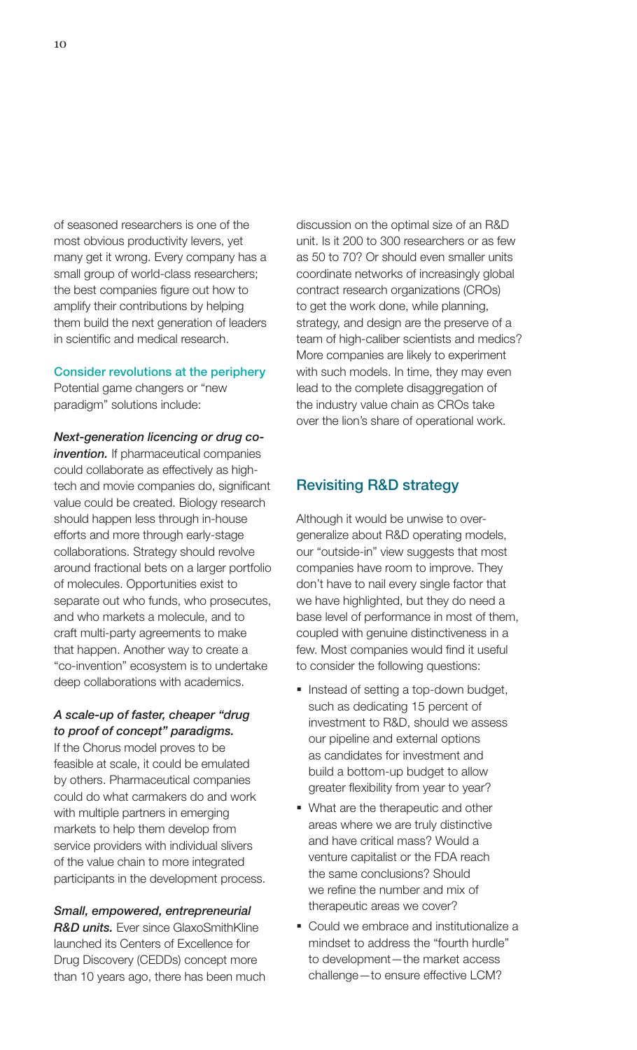of seasoned researchers is one of the most obvious productivity levers, yet many get it wrong. Every company has a small group of world-class researchers; the best companies figure out how to amplify their contributions by helping them build the next generation of leaders in scientific and medical research.

### Consider revolutions at the periphery

Potential game changers or "new paradigm" solutions include:

***Next-generation licencing or drug co-invention.*** If pharmaceutical companies could collaborate as effectively as high-tech and movie companies do, significant value could be created. Biology research should happen less through in-house efforts and more through early-stage collaborations. Strategy should revolve around fractional bets on a larger portfolio of molecules. Opportunities exist to separate out who funds, who prosecutes, and who markets a molecule, and to craft multi-party agreements to make that happen. Another way to create a "co-invention" ecosystem is to undertake deep collaborations with academics.

***A scale-up of faster, cheaper "drug to proof of concept" paradigms.*** If the Chorus model proves to be feasible at scale, it could be emulated by others. Pharmaceutical companies could do what carmakers do and work with multiple partners in emerging markets to help them develop from service providers with individual slivers of the value chain to more integrated participants in the development process.

***Small, empowered, entrepreneurial R&D units.*** Ever since GlaxoSmithKline launched its Centers of Excellence for Drug Discovery (CEDDs) concept more than 10 years ago, there has been much discussion on the optimal size of an R&D unit. Is it 200 to 300 researchers or as few as 50 to 70? Or should even smaller units coordinate networks of increasingly global contract research organizations (CROs) to get the work done, while planning, strategy, and design are the preserve of a team of high-caliber scientists and medics? More companies are likely to experiment with such models. In time, they may even lead to the complete disaggregation of the industry value chain as CROs take over the lion's share of operational work.

## Revisiting R&D strategy

Although it would be unwise to over-generalize about R&D operating models, our "outside-in" view suggests that most companies have room to improve. They don't have to nail every single factor that we have highlighted, but they do need a base level of performance in most of them, coupled with genuine distinctiveness in a few. Most companies would find it useful to consider the following questions:

- Instead of setting a top-down budget, such as dedicating 15 percent of investment to R&D, should we assess our pipeline and external options as candidates for investment and build a bottom-up budget to allow greater flexibility from year to year?
- What are the therapeutic and other areas where we are truly distinctive and have critical mass? Would a venture capitalist or the FDA reach the same conclusions? Should we refine the number and mix of therapeutic areas we cover?
- Could we embrace and institutionalize a mindset to address the "fourth hurdle" to development—the market access challenge—to ensure effective LCM?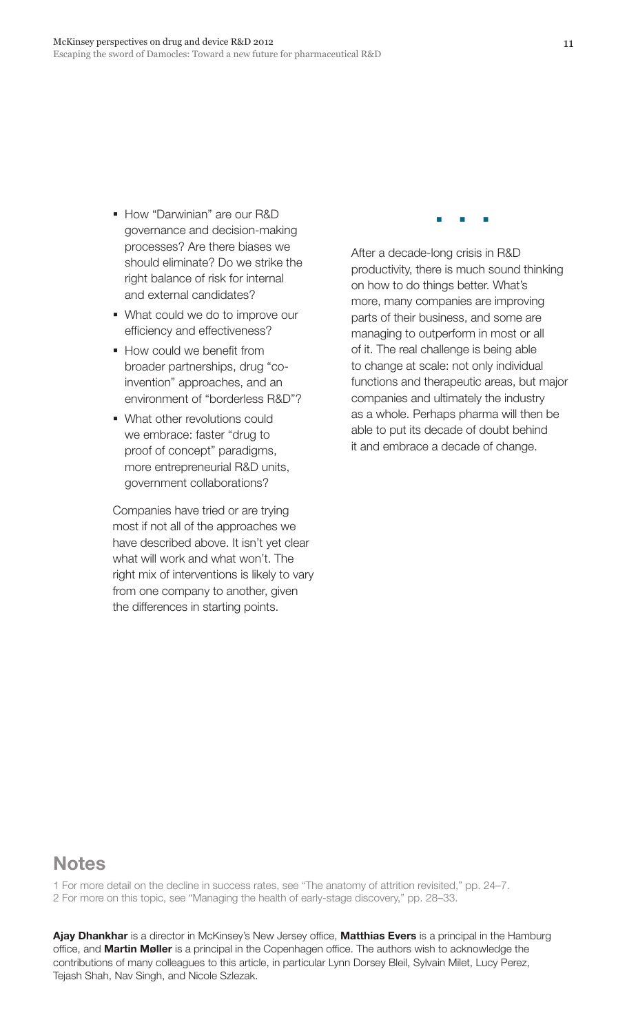- How "Darwinian" are our R&D governance and decision-making processes? Are there biases we should eliminate? Do we strike the right balance of risk for internal and external candidates?
- What could we do to improve our efficiency and effectiveness?
- How could we benefit from broader partnerships, drug "co-invention" approaches, and an environment of "borderless R&D"?
- What other revolutions could we embrace: faster "drug to proof of concept" paradigms, more entrepreneurial R&D units, government collaborations?

Companies have tried or are trying most if not all of the approaches we have described above. It isn't yet clear what will work and what won't. The right mix of interventions is likely to vary from one company to another, given the differences in starting points.

▪ ▪ ▪

After a decade-long crisis in R&D productivity, there is much sound thinking on how to do things better. What's more, many companies are improving parts of their business, and some are managing to outperform in most or all of it. The real challenge is being able to change at scale: not only individual functions and therapeutic areas, but major companies and ultimately the industry as a whole. Perhaps pharma will then be able to put its decade of doubt behind it and embrace a decade of change.

## Notes

1 For more detail on the decline in success rates, see "The anatomy of attrition revisited," pp. 24–7.
2 For more on this topic, see "Managing the health of early-stage discovery," pp. 28–33.

**Ajay Dhankhar** is a director in McKinsey's New Jersey office, **Matthias Evers** is a principal in the Hamburg office, and **Martin Møller** is a principal in the Copenhagen office. The authors wish to acknowledge the contributions of many colleagues to this article, in particular Lynn Dorsey Bleil, Sylvain Milet, Lucy Perez, Tejash Shah, Nav Singh, and Nicole Szlezak.